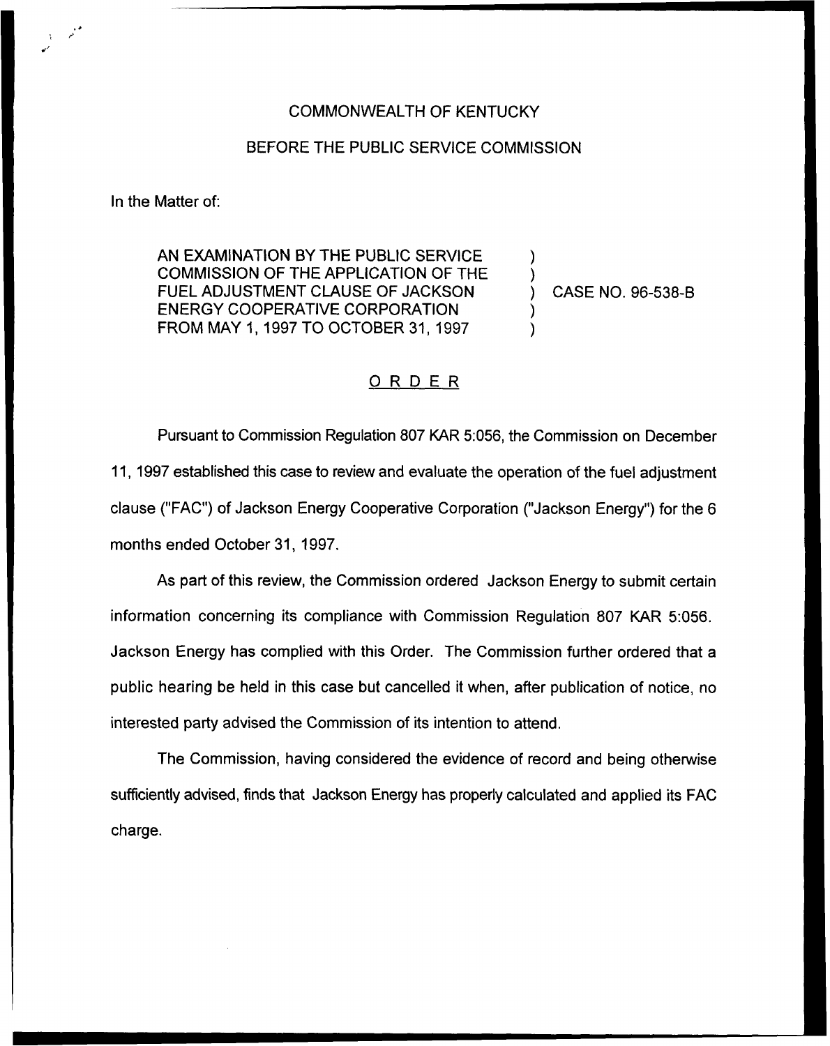COMMONWEALTH OF KENTUCKY

BEFORE THE PUBLIC SERVICE COMMISSION

In the Matter of:

| | | |
|---|---|---|
| AN EXAMINATION BY THE PUBLIC SERVICE COMMISSION OF THE APPLICATION OF THE FUEL ADJUSTMENT CLAUSE OF JACKSON ENERGY COOPERATIVE CORPORATION FROM MAY 1, 1997 TO OCTOBER 31, 1997 | ) ) ) ) ) | CASE NO. 96-538-B |

## O R D E R

Pursuant to Commission Regulation 807 KAR 5:056, the Commission on December 11, 1997 established this case to review and evaluate the operation of the fuel adjustment clause ("FAC") of Jackson Energy Cooperative Corporation ("Jackson Energy") for the 6 months ended October 31, 1997.

As part of this review, the Commission ordered Jackson Energy to submit certain information concerning its compliance with Commission Regulation 807 KAR 5:056. Jackson Energy has complied with this Order. The Commission further ordered that a public hearing be held in this case but cancelled it when, after publication of notice, no interested party advised the Commission of its intention to attend.

The Commission, having considered the evidence of record and being otherwise sufficiently advised, finds that Jackson Energy has properly calculated and applied its FAC charge.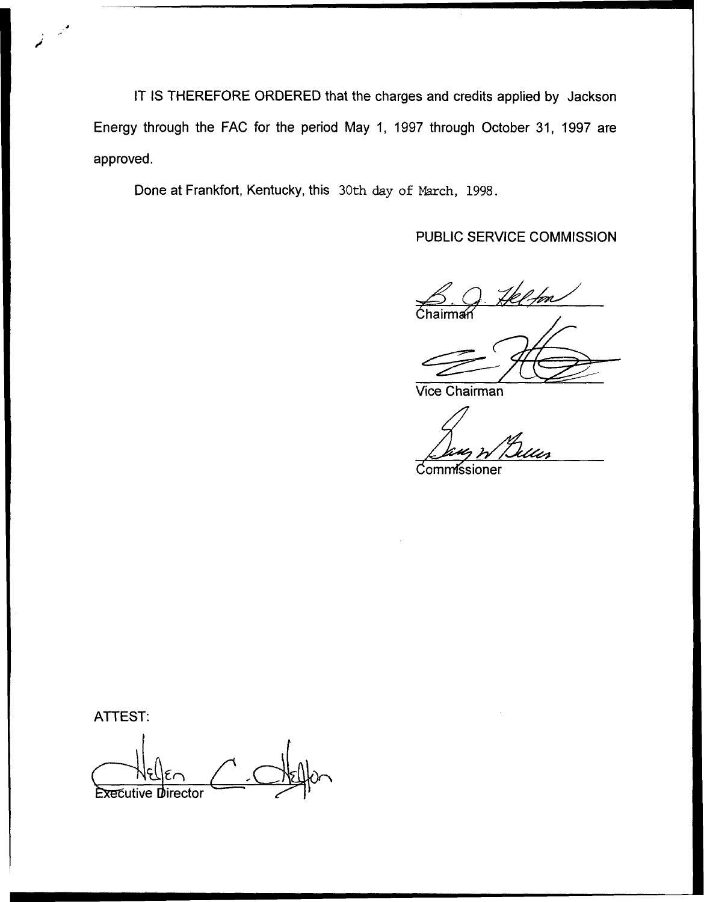IT IS THEREFORE ORDERED that the charges and credits applied by Jackson Energy through the FAC for the period May 1, 1997 through October 31, 1997 are approved.

Done at Frankfort, Kentucky, this 30th day of March, 1998.

PUBLIC SERVICE COMMISSION

Chairman

Vice Chairman

Commissioner

ATTEST:

Executive Director